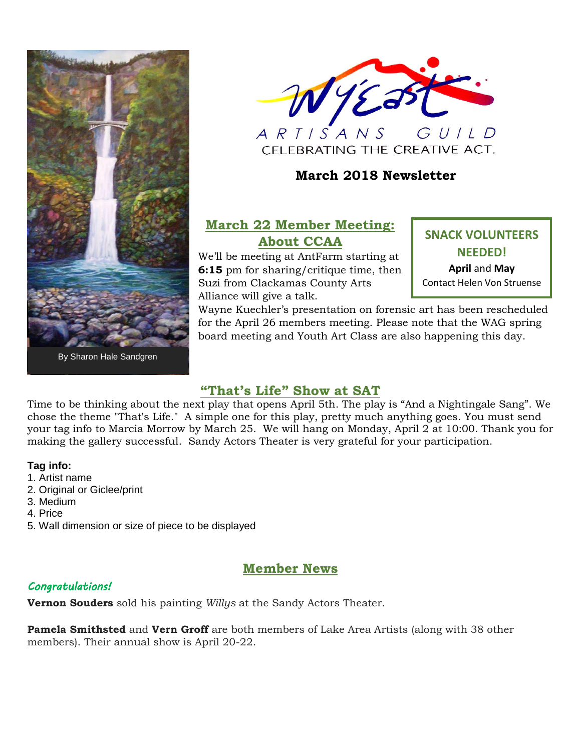By Sharon Hale Sandgren

Wy'East ARTISANS GUILD

CELEBRATING THE CREATIVE ACT.

# March 2018 Newsletter

## March 22 Member Meeting: About CCAA

We'll be meeting at AntFarm starting at **6:15** pm for sharing/critique time, then Suzi from Clackamas County Arts Alliance will give a talk.

**SNACK VOLUNTEERS NEEDED!**
**April** and **May**
Contact Helen Von Struense

Wayne Kuechler's presentation on forensic art has been rescheduled for the April 26 members meeting. Please note that the WAG spring board meeting and Youth Art Class are also happening this day.

## "That's Life" Show at SAT

Time to be thinking about the next play that opens April 5th. The play is "And a Nightingale Sang". We chose the theme "That's Life." A simple one for this play, pretty much anything goes. You must send your tag info to Marcia Morrow by March 25. We will hang on Monday, April 2 at 10:00. Thank you for making the gallery successful. Sandy Actors Theater is very grateful for your participation.

**Tag info:**

1. Artist name
2. Original or Giclee/print
3. Medium
4. Price
5. Wall dimension or size of piece to be displayed

## Member News

*Congratulations!*

**Vernon Souders** sold his painting *Willys* at the Sandy Actors Theater.

**Pamela Smithsted** and **Vern Groff** are both members of Lake Area Artists (along with 38 other members). Their annual show is April 20-22.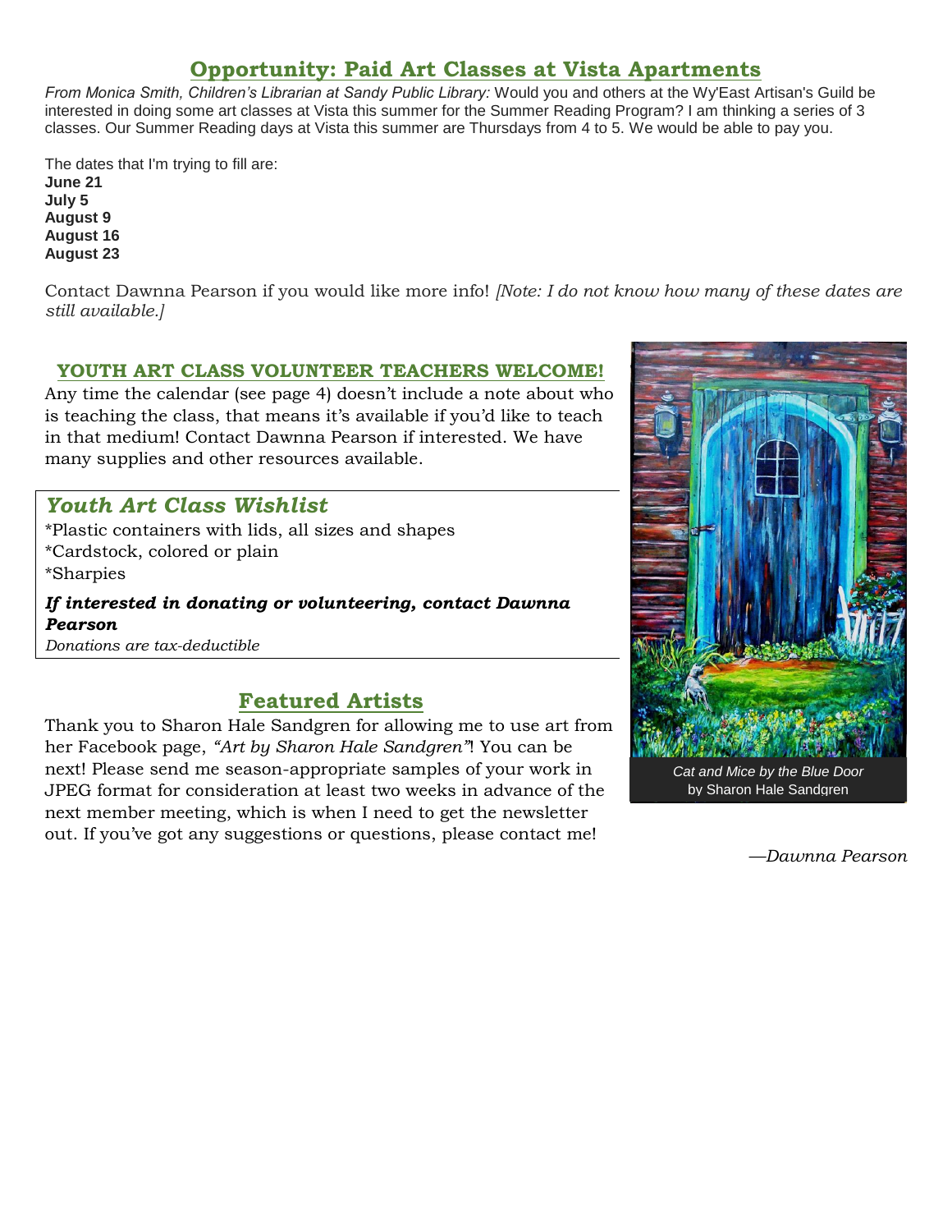## Opportunity: Paid Art Classes at Vista Apartments

*From Monica Smith, Children's Librarian at Sandy Public Library:* Would you and others at the Wy'East Artisan's Guild be interested in doing some art classes at Vista this summer for the Summer Reading Program? I am thinking a series of 3 classes. Our Summer Reading days at Vista this summer are Thursdays from 4 to 5. We would be able to pay you.

The dates that I'm trying to fill are:
**June 21**
**July 5**
**August 9**
**August 16**
**August 23**

Contact Dawnna Pearson if you would like more info! *[Note: I do not know how many of these dates are still available.]*

### YOUTH ART CLASS VOLUNTEER TEACHERS WELCOME!

Any time the calendar (see page 4) doesn't include a note about who is teaching the class, that means it's available if you'd like to teach in that medium! Contact Dawnna Pearson if interested. We have many supplies and other resources available.

### *Youth Art Class Wishlist*

*Plastic containers with lids, all sizes and shapes
*Cardstock, colored or plain
*Sharpies

***If interested in donating or volunteering, contact Dawnna Pearson***

*Donations are tax-deductible*

## Featured Artists

Thank you to Sharon Hale Sandgren for allowing me to use art from her Facebook page, *"Art by Sharon Hale Sandgren"*! You can be next! Please send me season-appropriate samples of your work in JPEG format for consideration at least two weeks in advance of the next member meeting, which is when I need to get the newsletter out. If you've got any suggestions or questions, please contact me!

*Cat and Mice by the Blue Door*
by Sharon Hale Sandgren

*—Dawnna Pearson*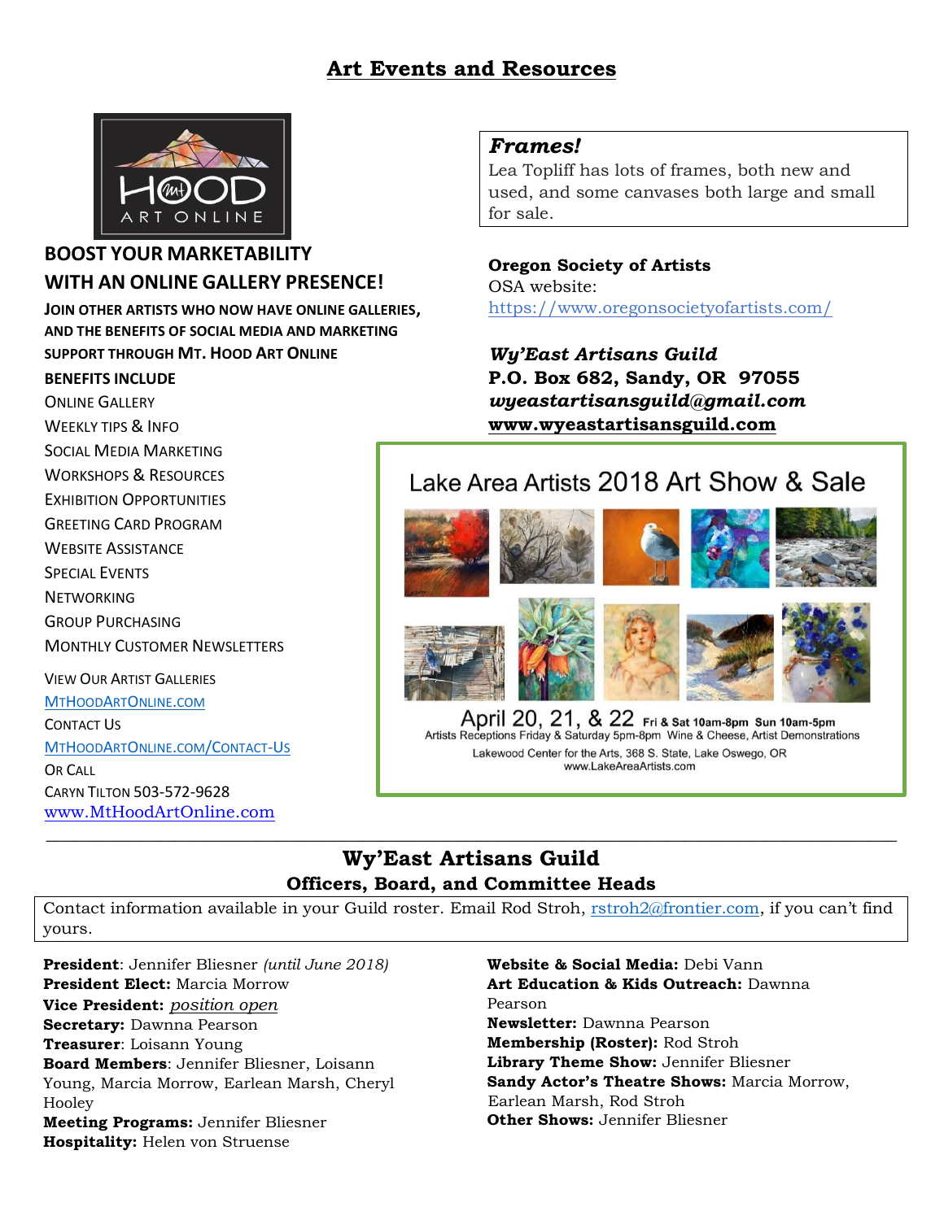# Art Events and Resources

HOOD Mt ART ONLINE

## BOOST YOUR MARKETABILITY WITH AN ONLINE GALLERY PRESENCE!

**JOIN OTHER ARTISTS WHO NOW HAVE ONLINE GALLERIES, AND THE BENEFITS OF SOCIAL MEDIA AND MARKETING SUPPORT THROUGH MT. HOOD ART ONLINE**

**BENEFITS INCLUDE**

ONLINE GALLERY
WEEKLY TIPS & INFO
SOCIAL MEDIA MARKETING
WORKSHOPS & RESOURCES
EXHIBITION OPPORTUNITIES
GREETING CARD PROGRAM
WEBSITE ASSISTANCE
SPECIAL EVENTS
NETWORKING
GROUP PURCHASING
MONTHLY CUSTOMER NEWSLETTERS

VIEW OUR ARTIST GALLERIES
MTHOODARTONLINE.COM
CONTACT US
MTHOODARTONLINE.COM/CONTACT-US
OR CALL
CARYN TILTON 503-572-9628
www.MtHoodArtOnline.com

### *Frames!*

Lea Topliff has lots of frames, both new and used, and some canvases both large and small for sale.

**Oregon Society of Artists**
OSA website:
https://www.oregonsocietyofartists.com/

***Wy'East Artisans Guild***
**P.O. Box 682, Sandy, OR 97055**
***wyeastartisansguild@gmail.com***
**www.wyeastartisansguild.com**

Lake Area Artists 2018 Art Show & Sale

April 20, 21, & 22 **Fri & Sat 10am-8pm Sun 10am-5pm**
Artists Receptions Friday & Saturday 5pm-8pm Wine & Cheese, Artist Demonstrations
Lakewood Center for the Arts, 368 S. State, Lake Oswego, OR
www.LakeAreaArtists.com

---

## Wy'East Artisans Guild
### Officers, Board, and Committee Heads

Contact information available in your Guild roster. Email Rod Stroh, rstroh2@frontier.com, if you can't find yours.

**President**: Jennifer Bliesner *(until June 2018)*
**President Elect:** Marcia Morrow
**Vice President:** *position open*
**Secretary:** Dawnna Pearson
**Treasurer**: Loisann Young
**Board Members**: Jennifer Bliesner, Loisann Young, Marcia Morrow, Earlean Marsh, Cheryl Hooley
**Meeting Programs:** Jennifer Bliesner
**Hospitality:** Helen von Struense
**Website & Social Media:** Debi Vann
**Art Education & Kids Outreach:** Dawnna Pearson
**Newsletter:** Dawnna Pearson
**Membership (Roster):** Rod Stroh
**Library Theme Show:** Jennifer Bliesner
**Sandy Actor's Theatre Shows:** Marcia Morrow, Earlean Marsh, Rod Stroh
**Other Shows:** Jennifer Bliesner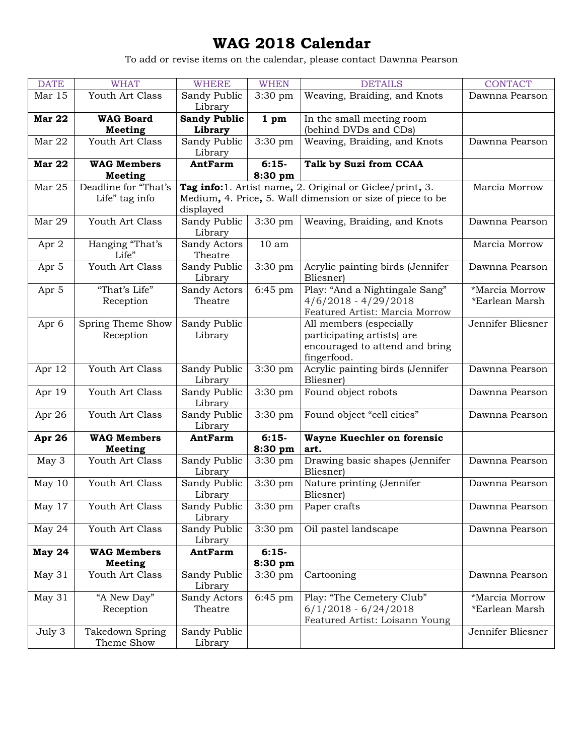# WAG 2018 Calendar

To add or revise items on the calendar, please contact Dawnna Pearson

| DATE | WHAT | WHERE | WHEN | DETAILS | CONTACT |
|---|---|---|---|---|---|
| Mar 15 | Youth Art Class | Sandy Public Library | 3:30 pm | Weaving, Braiding, and Knots | Dawnna Pearson |
| **Mar 22** | **WAG Board Meeting** | **Sandy Public Library** | **1 pm** | In the small meeting room (behind DVDs and CDs) | |
| Mar 22 | Youth Art Class | Sandy Public Library | 3:30 pm | Weaving, Braiding, and Knots | Dawnna Pearson |
| **Mar 22** | **WAG Members Meeting** | **AntFarm** | **6:15-8:30 pm** | **Talk by Suzi from CCAA** | |
| Mar 25 | Deadline for "That's Life" tag info | **Tag info:**1. Artist name**,** 2. Original or Giclee/print, 3. Medium**,** 4. Price**,** 5. Wall dimension or size of piece to be displayed | | | Marcia Morrow |
| Mar 29 | Youth Art Class | Sandy Public Library | 3:30 pm | Weaving, Braiding, and Knots | Dawnna Pearson |
| Apr 2 | Hanging "That's Life" | Sandy Actors Theatre | 10 am | | Marcia Morrow |
| Apr 5 | Youth Art Class | Sandy Public Library | 3:30 pm | Acrylic painting birds (Jennifer Bliesner) | Dawnna Pearson |
| Apr 5 | "That's Life" Reception | Sandy Actors Theatre | 6:45 pm | Play: "And a Nightingale Sang" 4/6/2018 - 4/29/2018 Featured Artist: Marcia Morrow | *Marcia Morrow *Earlean Marsh |
| Apr 6 | Spring Theme Show Reception | Sandy Public Library | | All members (especially participating artists) are encouraged to attend and bring fingerfood. | Jennifer Bliesner |
| Apr 12 | Youth Art Class | Sandy Public Library | 3:30 pm | Acrylic painting birds (Jennifer Bliesner) | Dawnna Pearson |
| Apr 19 | Youth Art Class | Sandy Public Library | 3:30 pm | Found object robots | Dawnna Pearson |
| Apr 26 | Youth Art Class | Sandy Public Library | 3:30 pm | Found object "cell cities" | Dawnna Pearson |
| **Apr 26** | **WAG Members Meeting** | **AntFarm** | **6:15-8:30 pm** | **Wayne Kuechler on forensic art.** | |
| May 3 | Youth Art Class | Sandy Public Library | 3:30 pm | Drawing basic shapes (Jennifer Bliesner) | Dawnna Pearson |
| May 10 | Youth Art Class | Sandy Public Library | 3:30 pm | Nature printing (Jennifer Bliesner) | Dawnna Pearson |
| May 17 | Youth Art Class | Sandy Public Library | 3:30 pm | Paper crafts | Dawnna Pearson |
| May 24 | Youth Art Class | Sandy Public Library | 3:30 pm | Oil pastel landscape | Dawnna Pearson |
| **May 24** | **WAG Members Meeting** | **AntFarm** | **6:15-8:30 pm** | | |
| May 31 | Youth Art Class | Sandy Public Library | 3:30 pm | Cartooning | Dawnna Pearson |
| May 31 | "A New Day" Reception | Sandy Actors Theatre | 6:45 pm | Play: "The Cemetery Club" 6/1/2018 - 6/24/2018 Featured Artist: Loisann Young | *Marcia Morrow *Earlean Marsh |
| July 3 | Takedown Spring Theme Show | Sandy Public Library | | | Jennifer Bliesner |